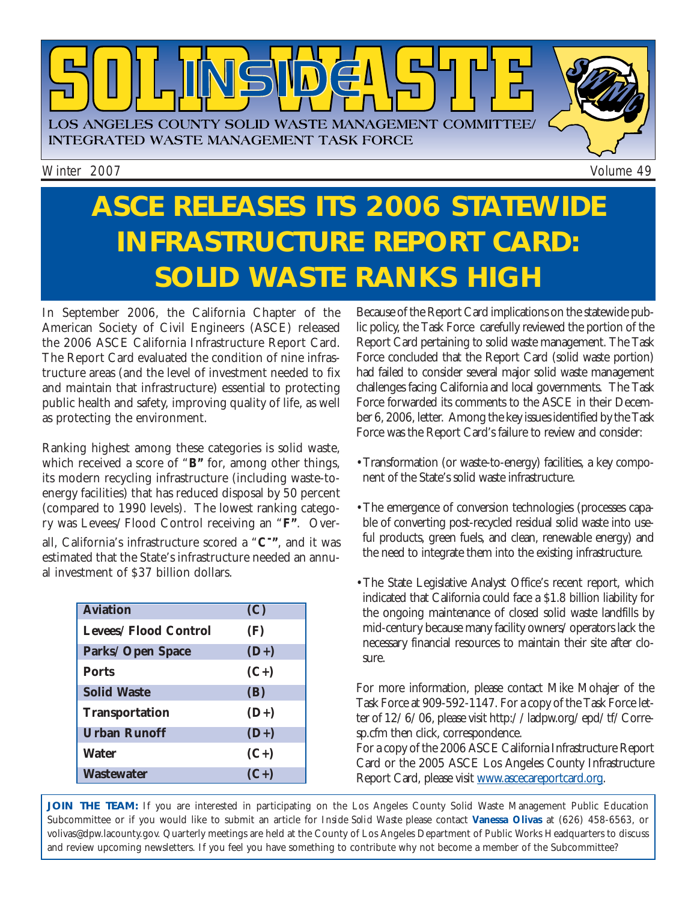# INSIDE SOLID WASTE

LOS ANGELES COUNTY SOLID WASTE MANAGEMENT COMMITTEE/ INTEGRATED WASTE MANAGEMENT TASK FORCE

Winter 2007 | Volume 49

# ASCE RELEASES ITS 2006 STATEWIDE INFRASTRUCTURE REPORT CARD: SOLID WASTE RANKS HIGH

In September 2006, the California Chapter of the American Society of Civil Engineers (ASCE) released the 2006 ASCE California Infrastructure Report Card. The Report Card evaluated the condition of nine infrastructure areas (and the level of investment needed to fix and maintain that infrastructure) essential to protecting public health and safety, improving quality of life, as well as protecting the environment.

Ranking highest among these categories is solid waste, which received a score of "**B**" for, among other things, its modern recycling infrastructure (including waste-to-energy facilities) that has reduced disposal by 50 percent (compared to 1990 levels). The lowest ranking category was Levees/Flood Control receiving an "**F**". Overall, California's infrastructure scored a "**C-**", and it was estimated that the State's infrastructure needed an annual investment of $37 billion dollars.

| | |
|---|---|
| **Aviation** | **(C)** |
| **Levees/Flood Control** | **(F)** |
| **Parks/Open Space** | **(D+)** |
| **Ports** | **(C+)** |
| **Solid Waste** | **(B)** |
| **Transportation** | **(D+)** |
| **Urban Runoff** | **(D+)** |
| **Water** | **(C+)** |
| **Wastewater** | **(C+)** |

Because of the Report Card implications on the statewide public policy, the Task Force carefully reviewed the portion of the Report Card pertaining to solid waste management. The Task Force concluded that the Report Card (solid waste portion) had failed to consider several major solid waste management challenges facing California and local governments. The Task Force forwarded its comments to the ASCE in their December 6, 2006, letter. Among the key issues identified by the Task Force was the Report Card's failure to review and consider:

- Transformation (or waste-to-energy) facilities, a key component of the State's solid waste infrastructure.
- The emergence of conversion technologies (processes capable of converting post-recycled residual solid waste into useful products, green fuels, and clean, renewable energy) and the need to integrate them into the existing infrastructure.
- The State Legislative Analyst Office's recent report, which indicated that California could face a $1.8 billion liability for the ongoing maintenance of closed solid waste landfills by mid-century because many facility owners/operators lack the necessary financial resources to maintain their site after closure.

For more information, please contact Mike Mohajer of the Task Force at 909-592-1147. For a copy of the Task Force letter of 12/6/06, please visit http://ladpw.org/epd/tf/Corresp.cfm then click, correspondence.

For a copy of the 2006 ASCE California Infrastructure Report Card or the 2005 ASCE Los Angeles County Infrastructure Report Card, please visit www.ascecareportcard.org.

**JOIN THE TEAM:** If you are interested in participating on the Los Angeles County Solid Waste Management Public Education Subcommittee or if you would like to submit an article for *Inside Solid Waste* please contact **Vanessa Olivas** at (626) 458-6563, or volivas@dpw.lacounty.gov. Quarterly meetings are held at the County of Los Angeles Department of Public Works Headquarters to discuss and review upcoming newsletters. If you feel you have something to contribute why not become a member of the Subcommittee?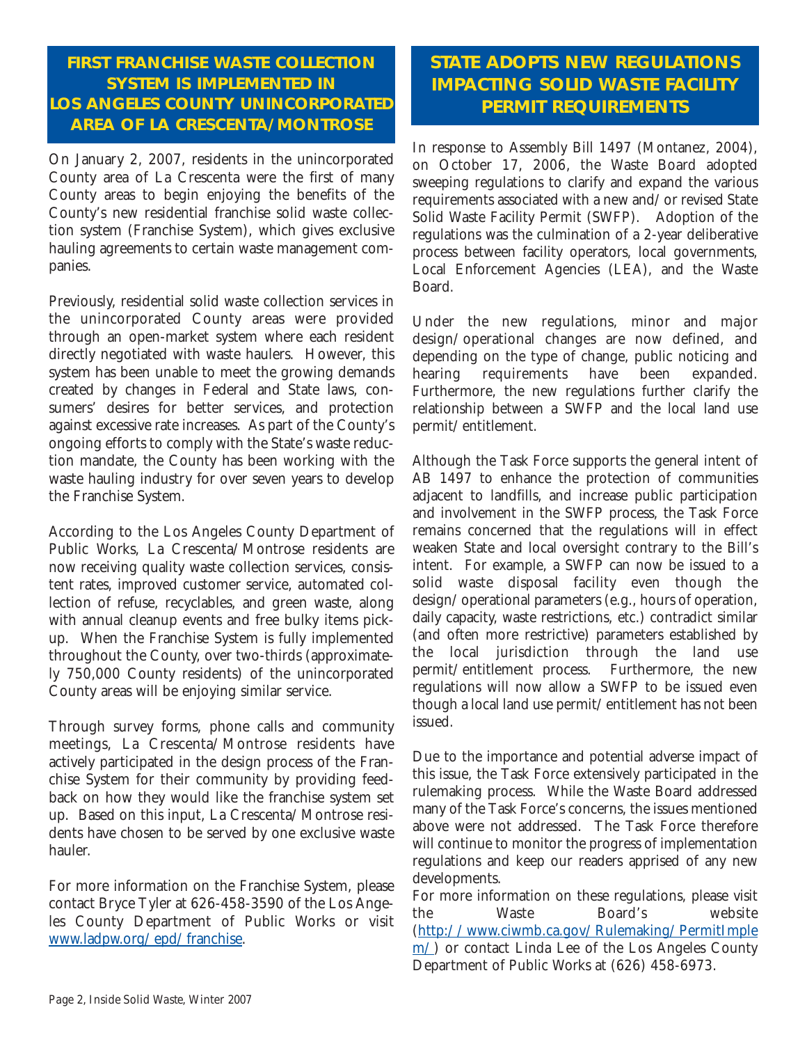## FIRST FRANCHISE WASTE COLLECTION SYSTEM IS IMPLEMENTED IN LOS ANGELES COUNTY UNINCORPORATED AREA OF LA CRESCENTA/MONTROSE

On January 2, 2007, residents in the unincorporated County area of La Crescenta were the first of many County areas to begin enjoying the benefits of the County's new residential franchise solid waste collection system (Franchise System), which gives exclusive hauling agreements to certain waste management companies.

Previously, residential solid waste collection services in the unincorporated County areas were provided through an open-market system where each resident directly negotiated with waste haulers. However, this system has been unable to meet the growing demands created by changes in Federal and State laws, consumers' desires for better services, and protection against excessive rate increases. As part of the County's ongoing efforts to comply with the State's waste reduction mandate, the County has been working with the waste hauling industry for over seven years to develop the Franchise System.

According to the Los Angeles County Department of Public Works, La Crescenta/Montrose residents are now receiving quality waste collection services, consistent rates, improved customer service, automated collection of refuse, recyclables, and green waste, along with annual cleanup events and free bulky items pickup. When the Franchise System is fully implemented throughout the County, over two-thirds (approximately 750,000 County residents) of the unincorporated County areas will be enjoying similar service.

Through survey forms, phone calls and community meetings, La Crescenta/Montrose residents have actively participated in the design process of the Franchise System for their community by providing feedback on how they would like the franchise system set up. Based on this input, La Crescenta/Montrose residents have chosen to be served by one exclusive waste hauler.

For more information on the Franchise System, please contact Bryce Tyler at 626-458-3590 of the Los Angeles County Department of Public Works or visit www.ladpw.org/epd/franchise.

## STATE ADOPTS NEW REGULATIONS IMPACTING SOLID WASTE FACILITY PERMIT REQUIREMENTS

In response to Assembly Bill 1497 (Montanez, 2004), on October 17, 2006, the Waste Board adopted sweeping regulations to clarify and expand the various requirements associated with a new and/or revised State Solid Waste Facility Permit (SWFP). Adoption of the regulations was the culmination of a 2-year deliberative process between facility operators, local governments, Local Enforcement Agencies (LEA), and the Waste Board.

Under the new regulations, minor and major design/operational changes are now defined, and depending on the type of change, public noticing and hearing requirements have been expanded. Furthermore, the new regulations further clarify the relationship between a SWFP and the local land use permit/entitlement.

Although the Task Force supports the general intent of AB 1497 to enhance the protection of communities adjacent to landfills, and increase public participation and involvement in the SWFP process, the Task Force remains concerned that the regulations will in effect weaken State and local oversight contrary to the Bill's intent. For example, a SWFP can now be issued to a solid waste disposal facility even though the design/operational parameters (e.g., hours of operation, daily capacity, waste restrictions, etc.) contradict similar (and often more restrictive) parameters established by the local jurisdiction through the land use permit/entitlement process. Furthermore, the new regulations will now allow a SWFP to be issued even though a local land use permit/entitlement has not been issued.

Due to the importance and potential adverse impact of this issue, the Task Force extensively participated in the rulemaking process. While the Waste Board addressed many of the Task Force's concerns, the issues mentioned above were not addressed. The Task Force therefore will continue to monitor the progress of implementation regulations and keep our readers apprised of any new developments.

For more information on these regulations, please visit the Waste Board's website (http://www.ciwmb.ca.gov/Rulemaking/PermitImplem/) or contact Linda Lee of the Los Angeles County Department of Public Works at (626) 458-6973.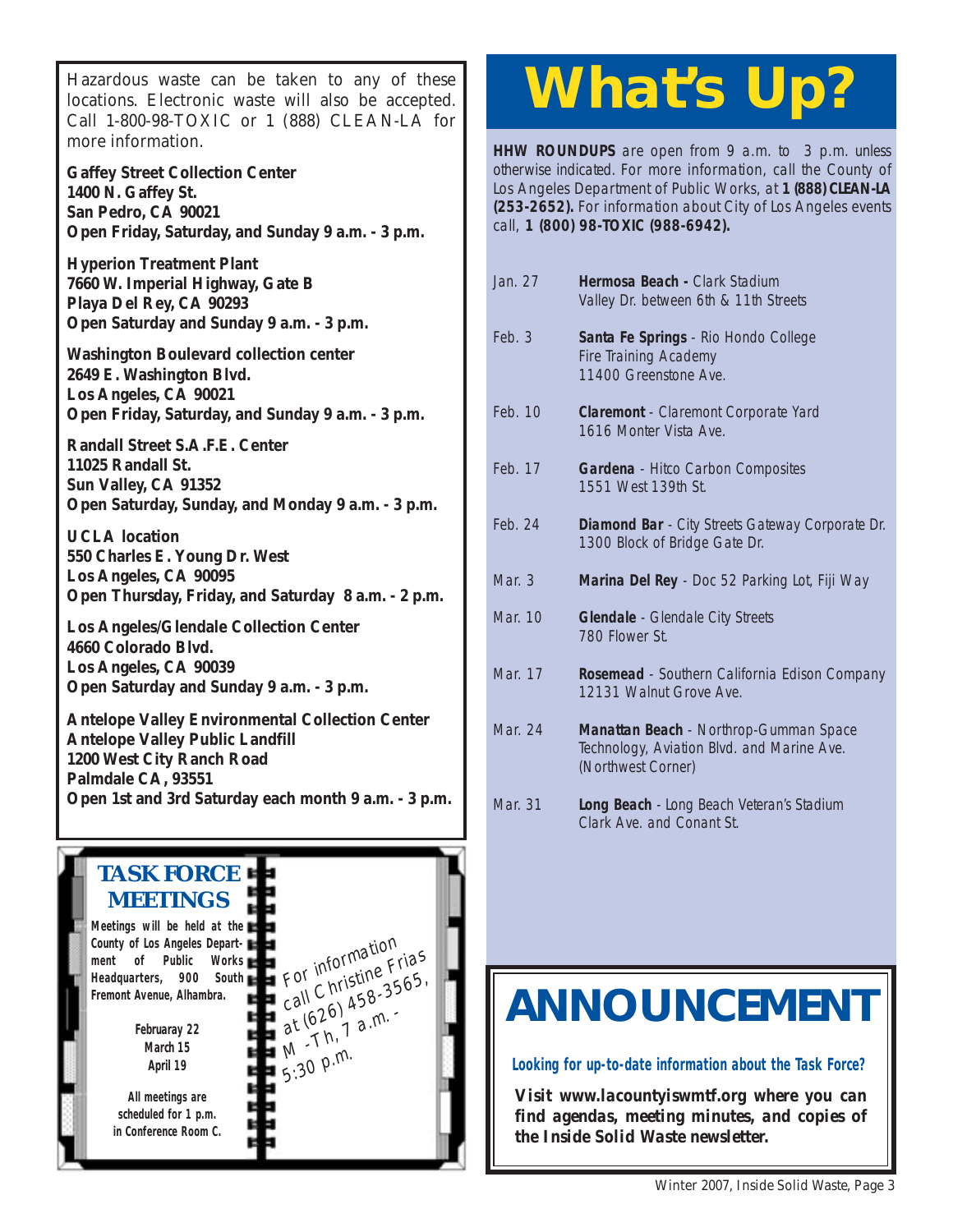Hazardous waste can be taken to any of these locations. Electronic waste will also be accepted. Call 1-800-98-TOXIC or 1 (888) CLEAN-LA for more information.

**Gaffey Street Collection Center**
**1400 N. Gaffey St.**
**San Pedro, CA 90021**
**Open Friday, Saturday, and Sunday 9 a.m. - 3 p.m.**

**Hyperion Treatment Plant**
**7660 W. Imperial Highway, Gate B**
**Playa Del Rey, CA 90293**
**Open Saturday and Sunday 9 a.m. - 3 p.m.**

**Washington Boulevard collection center**
**2649 E. Washington Blvd.**
**Los Angeles, CA 90021**
**Open Friday, Saturday, and Sunday 9 a.m. - 3 p.m.**

**Randall Street S.A.F.E. Center**
**11025 Randall St.**
**Sun Valley, CA 91352**
**Open Saturday, Sunday, and Monday 9 a.m. - 3 p.m.**

**UCLA location**
**550 Charles E. Young Dr. West**
**Los Angeles, CA 90095**
**Open Thursday, Friday, and Saturday 8 a.m. - 2 p.m.**

**Los Angeles/Glendale Collection Center**
**4660 Colorado Blvd.**
**Los Angeles, CA 90039**
**Open Saturday and Sunday 9 a.m. - 3 p.m.**

**Antelope Valley Environmental Collection Center**
**Antelope Valley Public Landfill**
**1200 West City Ranch Road**
**Palmdale CA, 93551**
**Open 1st and 3rd Saturday each month 9 a.m. - 3 p.m.**

## TASK FORCE MEETINGS

**Meetings will be held at the County of Los Angeles Department of Public Works Headquarters, 900 South Fremont Avenue, Alhambra.**

**Februaray 22**
**March 15**
**April 19**

**All meetings are scheduled for 1 p.m. in Conference Room C.**

For information call Christine Frias at (626) 458-3565, M -Th, 7 a.m. - 5:30 p.m.

# What's Up?

**HHW ROUNDUPS** are open from 9 a.m. to 3 p.m. unless otherwise indicated. For more information, call the County of Los Angeles Department of Public Works, at **1 (888) CLEAN-LA (253-2652).** For information about City of Los Angeles events call, **1 (800) 98-TOXIC (988-6942).**

| Date | Location |
|---|---|
| Jan. 27 | **Hermosa Beach -** Clark Stadium<br>Valley Dr. between 6th & 11th Streets |
| Feb. 3 | **Santa Fe Springs** - Rio Hondo College<br>Fire Training Academy<br>11400 Greenstone Ave. |
| Feb. 10 | **Claremont** - Claremont Corporate Yard<br>1616 Monter Vista Ave. |
| Feb. 17 | **Gardena** - Hitco Carbon Composites<br>1551 West 139th St. |
| Feb. 24 | **Diamond Bar** - City Streets Gateway Corporate Dr.<br>1300 Block of Bridge Gate Dr. |
| Mar. 3 | **Marina Del Rey** - Doc 52 Parking Lot, Fiji Way |
| Mar. 10 | **Glendale** - Glendale City Streets<br>780 Flower St. |
| Mar. 17 | **Rosemead** - Southern California Edison Company<br>12131 Walnut Grove Ave. |
| Mar. 24 | **Manattan Beach** - Northrop-Gumman Space Technology, Aviation Blvd. and Marine Ave. (Northwest Corner) |
| Mar. 31 | **Long Beach** - Long Beach Veteran's Stadium<br>Clark Ave. and Conant St. |

# ANNOUNCEMENT

**Looking for up-to-date information about the Task Force?**

***Visit www.lacountyiswmtf.org where you can find agendas, meeting minutes, and copies of the Inside Solid Waste newsletter.***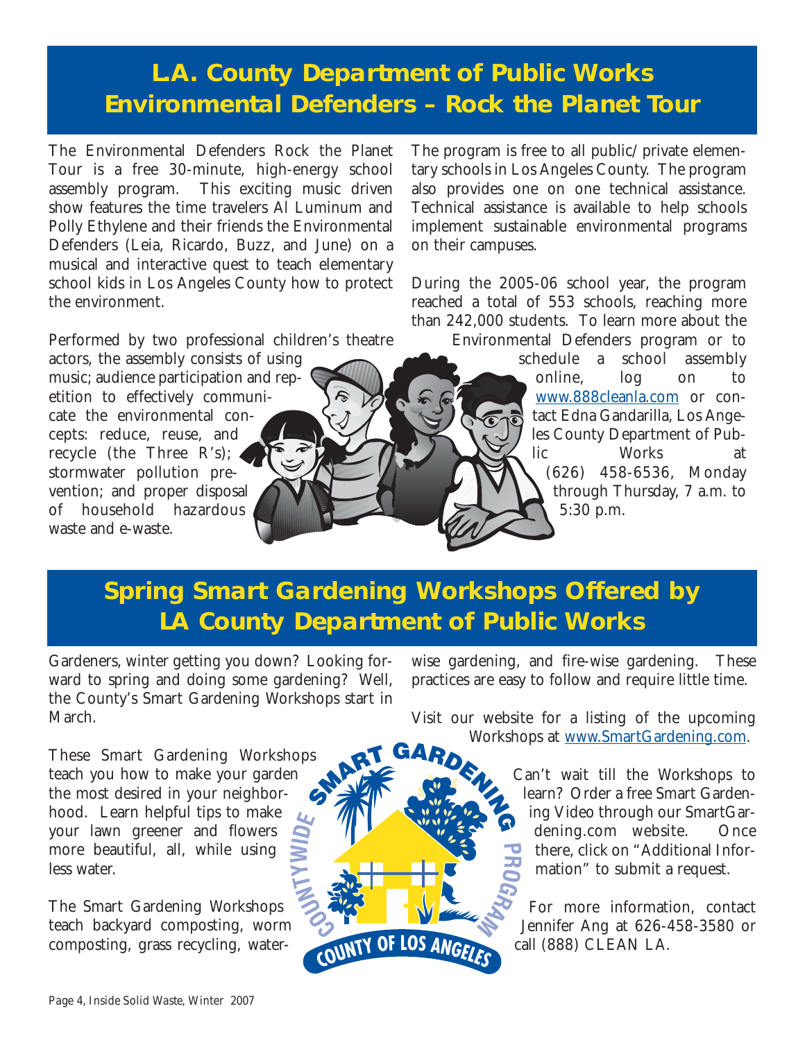## L.A. County Department of Public Works Environmental Defenders – Rock the Planet Tour

The Environmental Defenders Rock the Planet Tour is a free 30-minute, high-energy school assembly program. This exciting music driven show features the time travelers Al Luminum and Polly Ethylene and their friends the Environmental Defenders (Leia, Ricardo, Buzz, and June) on a musical and interactive quest to teach elementary school kids in Los Angeles County how to protect the environment.

Performed by two professional children's theatre actors, the assembly consists of using music; audience participation and repetition to effectively communicate the environmental concepts: reduce, reuse, and recycle (the Three R's); stormwater pollution prevention; and proper disposal of household hazardous waste and e-waste.

The program is free to all public/private elementary schools in Los Angeles County. The program also provides one on one technical assistance. Technical assistance is available to help schools implement sustainable environmental programs on their campuses.

During the 2005-06 school year, the program reached a total of 553 schools, reaching more than 242,000 students. To learn more about the Environmental Defenders program or to schedule a school assembly online, log on to www.888cleanla.com or contact Edna Gandarilla, Los Angeles County Department of Public Works at (626) 458-6536, Monday through Thursday, 7 a.m. to 5:30 p.m.

## Spring Smart Gardening Workshops Offered by LA County Department of Public Works

Gardeners, winter getting you down? Looking forward to spring and doing some gardening? Well, the County's Smart Gardening Workshops start in March.

These Smart Gardening Workshops teach you how to make your garden the most desired in your neighborhood. Learn helpful tips to make your lawn greener and flowers more beautiful, all, while using less water.

The Smart Gardening Workshops teach backyard composting, worm composting, grass recycling, water-wise gardening, and fire-wise gardening. These practices are easy to follow and require little time.

Visit our website for a listing of the upcoming Workshops at www.SmartGardening.com.

Can't wait till the Workshops to learn? Order a free Smart Gardening Video through our SmartGardening.com website. Once there, click on "Additional Information" to submit a request.

For more information, contact Jennifer Ang at 626-458-3580 or call (888) CLEAN LA.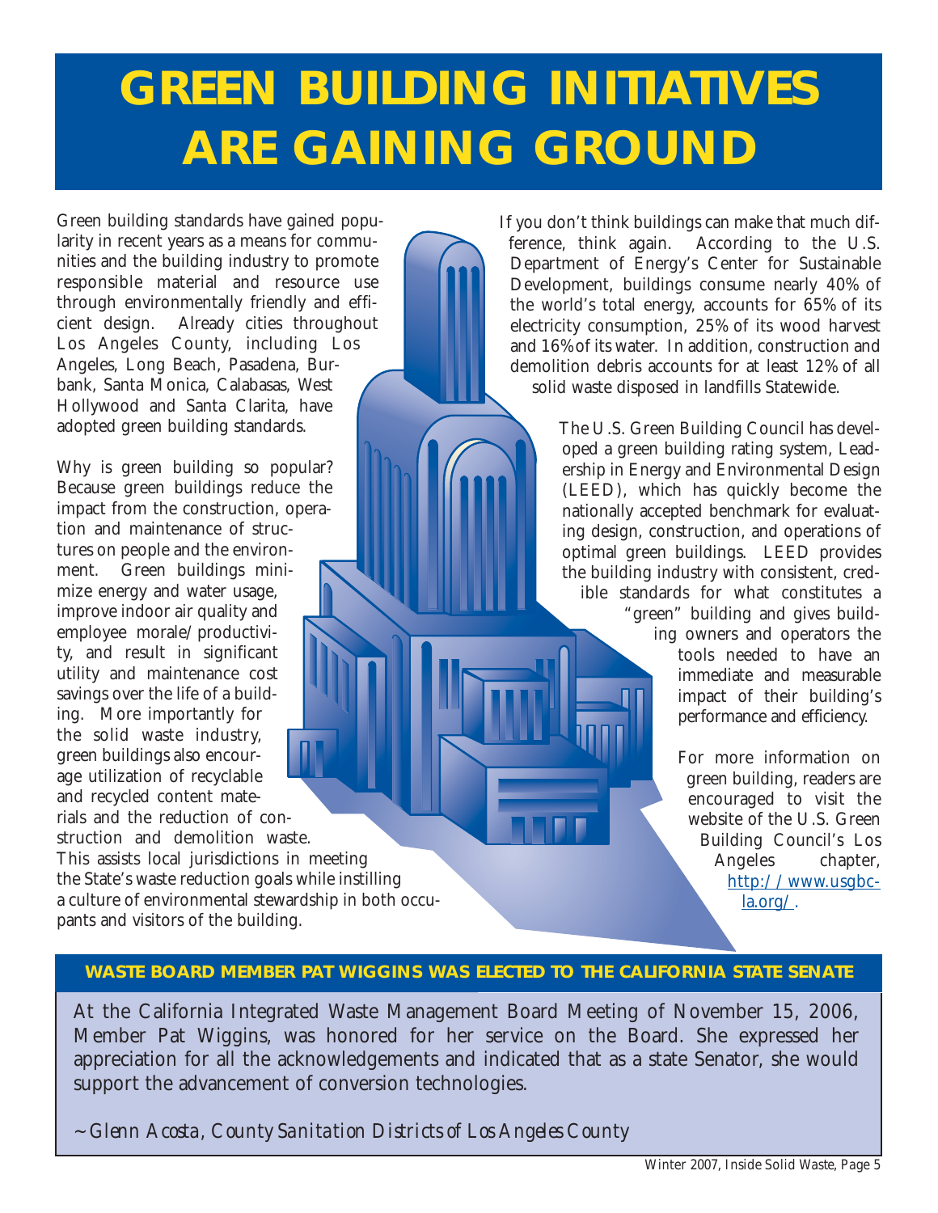# GREEN BUILDING INITIATIVES ARE GAINING GROUND

Green building standards have gained popularity in recent years as a means for communities and the building industry to promote responsible material and resource use through environmentally friendly and efficient design. Already cities throughout Los Angeles County, including Los Angeles, Long Beach, Pasadena, Burbank, Santa Monica, Calabasas, West Hollywood and Santa Clarita, have adopted green building standards.

Why is green building so popular? Because green buildings reduce the impact from the construction, operation and maintenance of structures on people and the environment. Green buildings minimize energy and water usage, improve indoor air quality and employee morale/productivity, and result in significant utility and maintenance cost savings over the life of a building. More importantly for the solid waste industry, green buildings also encourage utilization of recyclable and recycled content materials and the reduction of construction and demolition waste. This assists local jurisdictions in meeting the State's waste reduction goals while instilling a culture of environmental stewardship in both occupants and visitors of the building.

If you don't think buildings can make that much difference, think again. According to the U.S. Department of Energy's Center for Sustainable Development, buildings consume nearly 40% of the world's total energy, accounts for 65% of its electricity consumption, 25% of its wood harvest and 16% of its water. In addition, construction and demolition debris accounts for at least 12% of all solid waste disposed in landfills Statewide.

The U.S. Green Building Council has developed a green building rating system, Leadership in Energy and Environmental Design (LEED), which has quickly become the nationally accepted benchmark for evaluating design, construction, and operations of optimal green buildings. LEED provides the building industry with consistent, credible standards for what constitutes a "green" building and gives building owners and operators the tools needed to have an immediate and measurable impact of their building's performance and efficiency.

For more information on green building, readers are encouraged to visit the website of the U.S. Green Building Council's Los Angeles chapter, http://www.usgbc-la.org/.

## WASTE BOARD MEMBER PAT WIGGINS WAS ELECTED TO THE CALIFORNIA STATE SENATE

At the California Integrated Waste Management Board Meeting of November 15, 2006, Member Pat Wiggins, was honored for her service on the Board. She expressed her appreciation for all the acknowledgements and indicated that as a state Senator, she would support the advancement of conversion technologies.

*~ Glenn Acosta, County Sanitation Districts of Los Angeles County*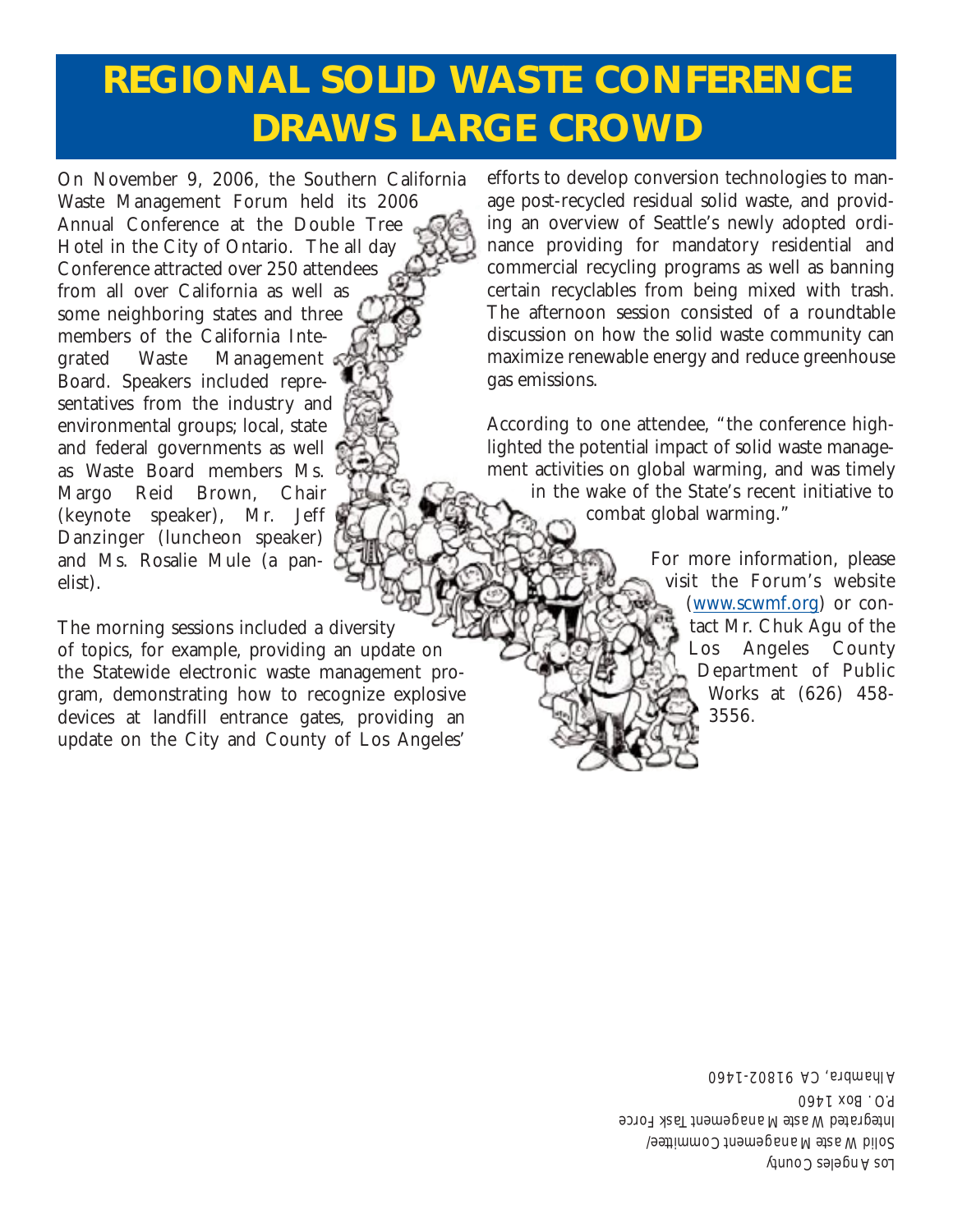# REGIONAL SOLID WASTE CONFERENCE DRAWS LARGE CROWD

On November 9, 2006, the Southern California Waste Management Forum held its 2006 Annual Conference at the Double Tree Hotel in the City of Ontario. The all day Conference attracted over 250 attendees from all over California as well as some neighboring states and three members of the California Integrated Waste Management Board. Speakers included representatives from the industry and environmental groups; local, state and federal governments as well as Waste Board members Ms. Margo Reid Brown, Chair (keynote speaker), Mr. Jeff Danzinger (luncheon speaker) and Ms. Rosalie Mule (a panelist).

The morning sessions included a diversity of topics, for example, providing an update on the Statewide electronic waste management program, demonstrating how to recognize explosive devices at landfill entrance gates, providing an update on the City and County of Los Angeles' efforts to develop conversion technologies to manage post-recycled residual solid waste, and providing an overview of Seattle's newly adopted ordinance providing for mandatory residential and commercial recycling programs as well as banning certain recyclables from being mixed with trash. The afternoon session consisted of a roundtable discussion on how the solid waste community can maximize renewable energy and reduce greenhouse gas emissions.

According to one attendee, "the conference highlighted the potential impact of solid waste management activities on global warming, and was timely in the wake of the State's recent initiative to combat global warming."

For more information, please visit the Forum's website (www.scwmf.org) or contact Mr. Chuk Agu of the Los Angeles County Department of Public Works at (626) 458-3556.

Los Angeles County
Solid Waste Management Committee/
Integrated Waste Management Task Force
P.O. Box 1460
Alhambra, CA 91802-1460